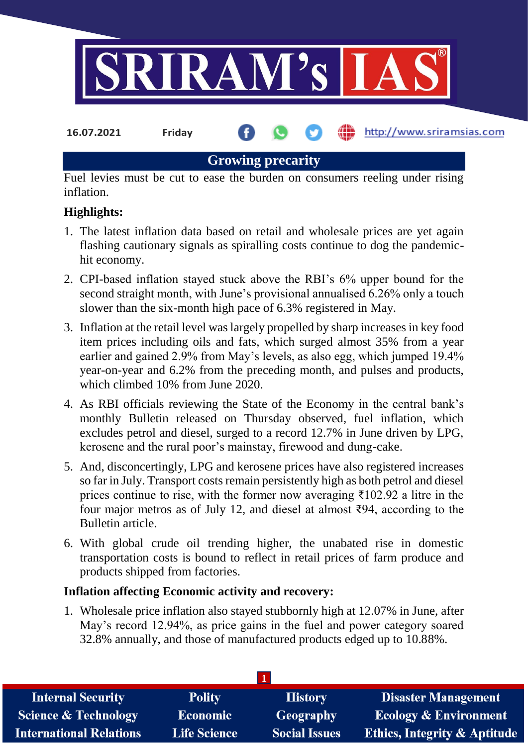16.07.2021 Friday

## Growing precarity

Fuel levies must be cut to ease the burden on consumers reeling under rising inflation.

**Highlights:**

1. The latest inflation data based on retail and wholesale prices are yet again flashing cautionary signals as spiralling costs continue to dog the pandemic-hit economy.
2. CPI-based inflation stayed stuck above the RBI's 6% upper bound for the second straight month, with June's provisional annualised 6.26% only a touch slower than the six-month high pace of 6.3% registered in May.
3. Inflation at the retail level was largely propelled by sharp increases in key food item prices including oils and fats, which surged almost 35% from a year earlier and gained 2.9% from May's levels, as also egg, which jumped 19.4% year-on-year and 6.2% from the preceding month, and pulses and products, which climbed 10% from June 2020.
4. As RBI officials reviewing the State of the Economy in the central bank's monthly Bulletin released on Thursday observed, fuel inflation, which excludes petrol and diesel, surged to a record 12.7% in June driven by LPG, kerosene and the rural poor's mainstay, firewood and dung-cake.
5. And, disconcertingly, LPG and kerosene prices have also registered increases so far in July. Transport costs remain persistently high as both petrol and diesel prices continue to rise, with the former now averaging ₹102.92 a litre in the four major metros as of July 12, and diesel at almost ₹94, according to the Bulletin article.
6. With global crude oil trending higher, the unabated rise in domestic transportation costs is bound to reflect in retail prices of farm produce and products shipped from factories.

**Inflation affecting Economic activity and recovery:**

1. Wholesale price inflation also stayed stubbornly high at 12.07% in June, after May's record 12.94%, as price gains in the fuel and power category soared 32.8% annually, and those of manufactured products edged up to 10.88%.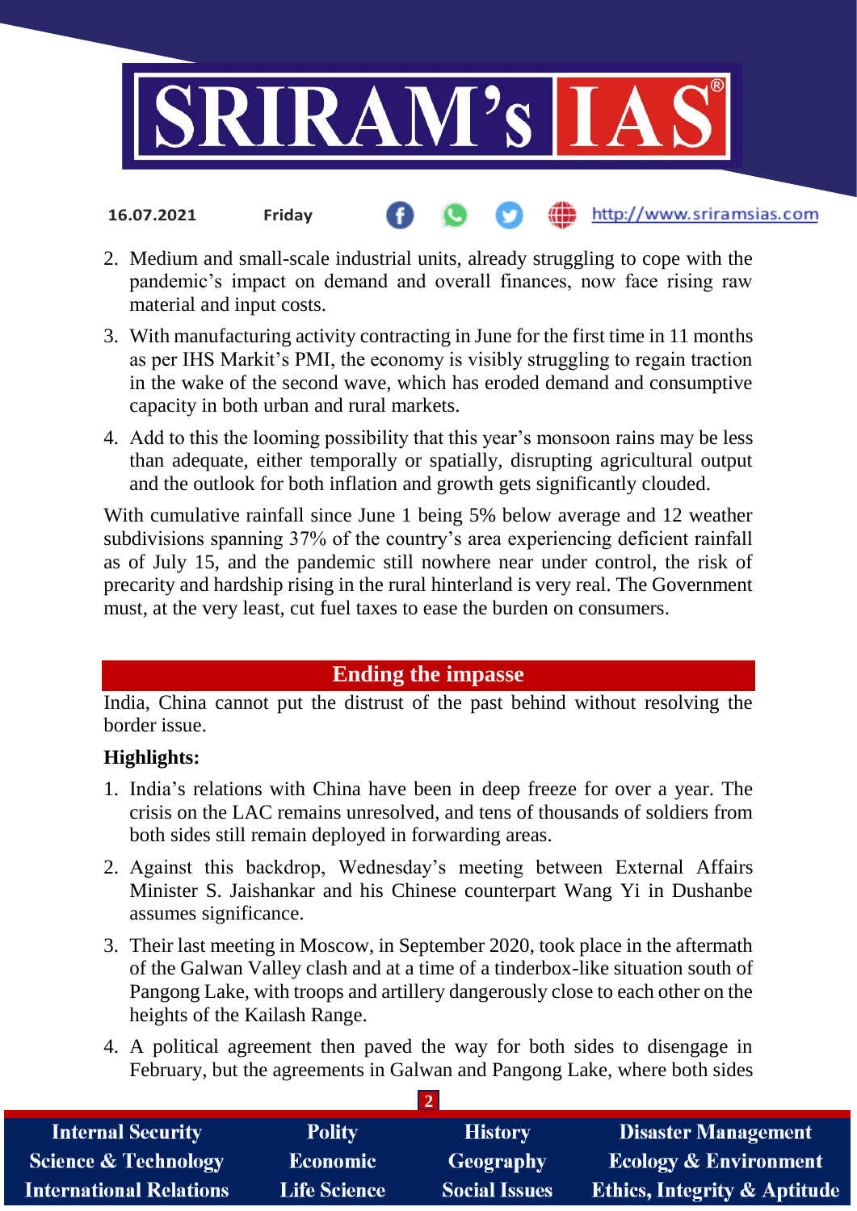2. Medium and small-scale industrial units, already struggling to cope with the pandemic's impact on demand and overall finances, now face rising raw material and input costs.
3. With manufacturing activity contracting in June for the first time in 11 months as per IHS Markit's PMI, the economy is visibly struggling to regain traction in the wake of the second wave, which has eroded demand and consumptive capacity in both urban and rural markets.
4. Add to this the looming possibility that this year's monsoon rains may be less than adequate, either temporally or spatially, disrupting agricultural output and the outlook for both inflation and growth gets significantly clouded.

With cumulative rainfall since June 1 being 5% below average and 12 weather subdivisions spanning 37% of the country's area experiencing deficient rainfall as of July 15, and the pandemic still nowhere near under control, the risk of precarity and hardship rising in the rural hinterland is very real. The Government must, at the very least, cut fuel taxes to ease the burden on consumers.

## Ending the impasse

India, China cannot put the distrust of the past behind without resolving the border issue.

**Highlights:**

1. India's relations with China have been in deep freeze for over a year. The crisis on the LAC remains unresolved, and tens of thousands of soldiers from both sides still remain deployed in forwarding areas.
2. Against this backdrop, Wednesday's meeting between External Affairs Minister S. Jaishankar and his Chinese counterpart Wang Yi in Dushanbe assumes significance.
3. Their last meeting in Moscow, in September 2020, took place in the aftermath of the Galwan Valley clash and at a time of a tinderbox-like situation south of Pangong Lake, with troops and artillery dangerously close to each other on the heights of the Kailash Range.
4. A political agreement then paved the way for both sides to disengage in February, but the agreements in Galwan and Pangong Lake, where both sides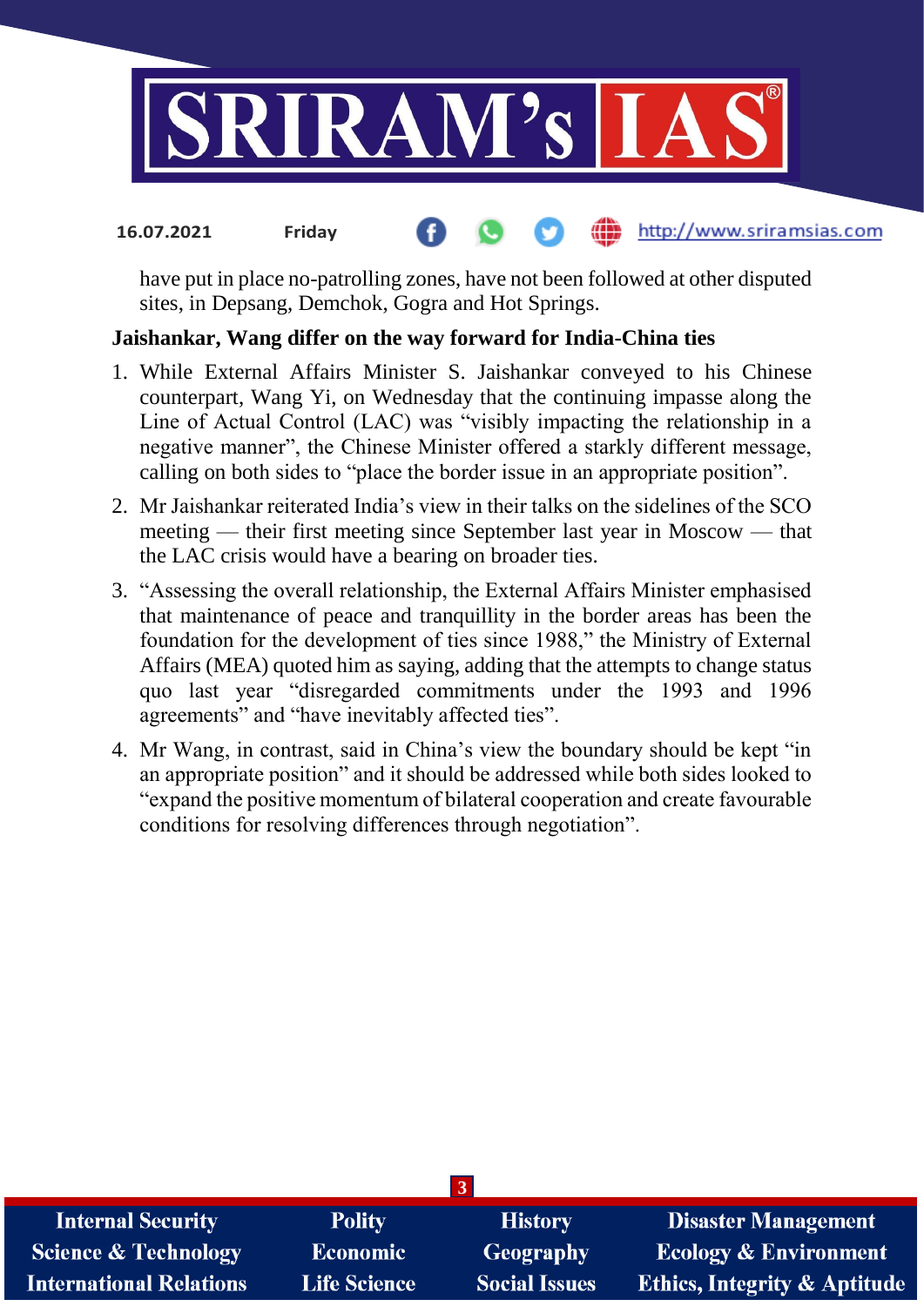have put in place no-patrolling zones, have not been followed at other disputed sites, in Depsang, Demchok, Gogra and Hot Springs.

**Jaishankar, Wang differ on the way forward for India-China ties**

1. While External Affairs Minister S. Jaishankar conveyed to his Chinese counterpart, Wang Yi, on Wednesday that the continuing impasse along the Line of Actual Control (LAC) was "visibly impacting the relationship in a negative manner", the Chinese Minister offered a starkly different message, calling on both sides to "place the border issue in an appropriate position".
2. Mr Jaishankar reiterated India's view in their talks on the sidelines of the SCO meeting — their first meeting since September last year in Moscow — that the LAC crisis would have a bearing on broader ties.
3. "Assessing the overall relationship, the External Affairs Minister emphasised that maintenance of peace and tranquillity in the border areas has been the foundation for the development of ties since 1988," the Ministry of External Affairs (MEA) quoted him as saying, adding that the attempts to change status quo last year "disregarded commitments under the 1993 and 1996 agreements" and "have inevitably affected ties".
4. Mr Wang, in contrast, said in China's view the boundary should be kept "in an appropriate position" and it should be addressed while both sides looked to "expand the positive momentum of bilateral cooperation and create favourable conditions for resolving differences through negotiation".